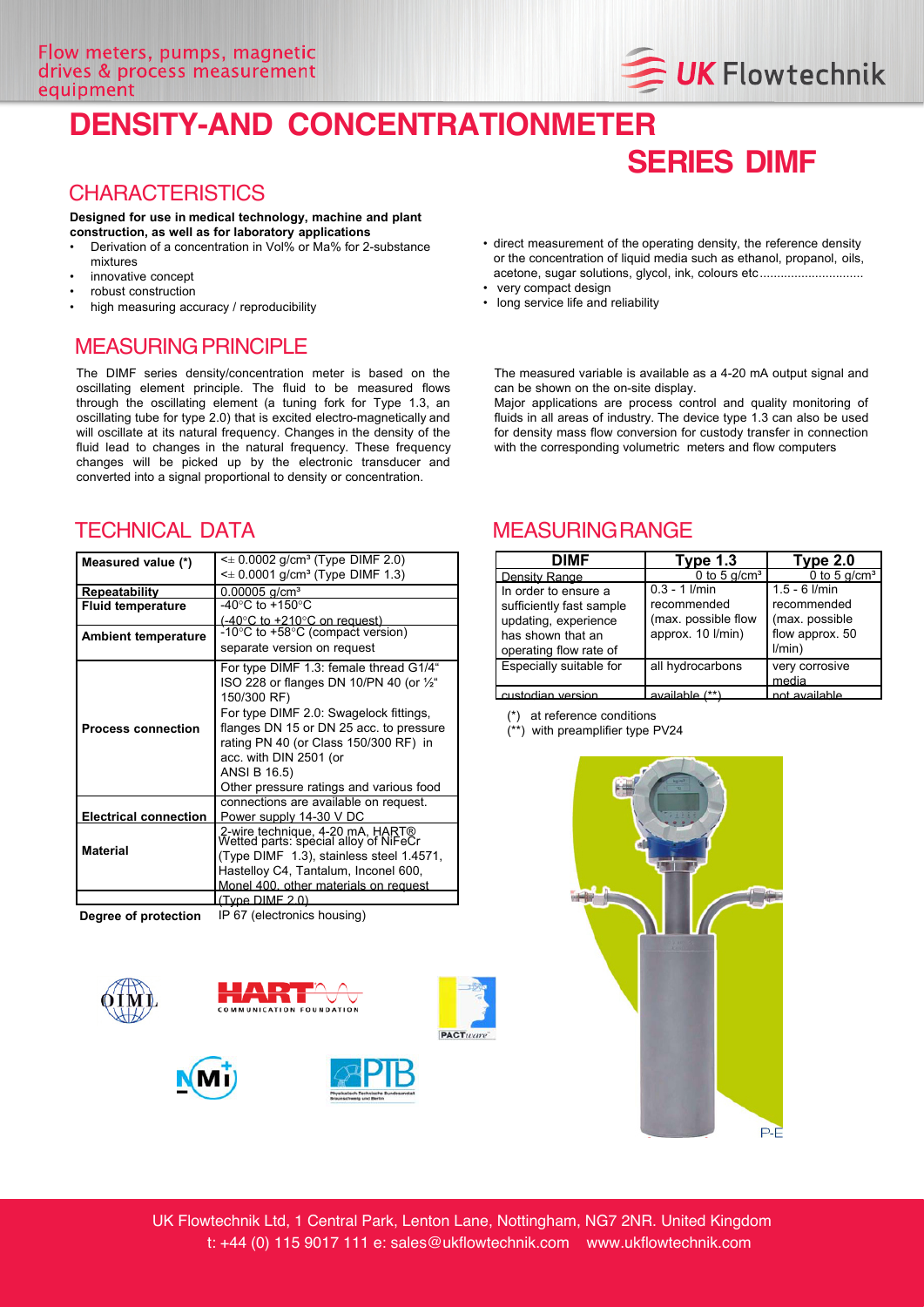# DENSITY-AND CONCENTRATIONMETER

# SERIES DIMF

## CHARACTERISTICS

**Designed for use in medical technology, machine and plant construction, as well as for laboratory applications**

- Derivation of a concentration in Vol% or Ma% for 2-substance mixtures
- innovative concept
- robust construction
- high measuring accuracy / reproducibility
- direct measurement of the operating density, the reference density or the concentration of liquid media such as ethanol, propanol, oils, acetone, sugar solutions, glycol, ink, colours etc.............................
- very compact design
- long service life and reliability

## MEASURING PRINCIPLE

The DIMF series density/concentration meter is based on the oscillating element principle. The fluid to be measured flows through the oscillating element (a tuning fork for Type 1.3, an oscillating tube for type 2.0) that is excited electro-magnetically and will oscillate at its natural frequency. Changes in the density of the fluid lead to changes in the natural frequency. These frequency changes will be picked up by the electronic transducer and converted into a signal proportional to density or concentration.

The measured variable is available as a 4-20 mA output signal and can be shown on the on-site display.
Major applications are process control and quality monitoring of fluids in all areas of industry. The device type 1.3 can also be used for density mass flow conversion for custody transfer in connection with the corresponding volumetric meters and flow computers

## TECHNICAL DATA

| | |
|---|---|
| **Measured value (*)** | <± 0.0002 g/cm³ (Type DIMF 2.0)<br><± 0.0001 g/cm³ (Type DIMF 1.3) |
| **Repeatability** | 0.00005 g/cm³ |
| **Fluid temperature** | -40°C to +150°C<br>(-40°C to +210°C on request) |
| **Ambient temperature** | -10°C to +58°C (compact version)<br>separate version on request |
| **Process connection** | For type DIMF 1.3: female thread G1/4" ISO 228 or flanges DN 10/PN 40 (or ½" 150/300 RF)<br>For type DIMF 2.0: Swagelock fittings, flanges DN 15 or DN 25 acc. to pressure rating PN 40 (or Class 150/300 RF) in acc. with DIN 2501 (or ANSI B 16.5)<br>Other pressure ratings and various food connections are available on request. |
| **Electrical connection** | Power supply 14-30 V DC<br>2-wire technique, 4-20 mA, HART® |
| **Material** | Wetted parts: special alloy of NiFeCr (Type DIMF 1.3), stainless steel 1.4571, Hastelloy C4, Tantalum, Inconel 600, Monel 400, other materials on request (Type DIMF 2.0) |
| **Degree of protection** | IP 67 (electronics housing) |

## MEASURING RANGE

| DIMF | Type 1.3 | Type 2.0 |
|---|---|---|
| Density Range | 0 to 5 g/cm³ | 0 to 5 g/cm³ |
| In order to ensure a sufficiently fast sample updating, experience has shown that an operating flow rate of | 0.3 - 1 l/min recommended (max. possible flow approx. 10 l/min) | 1.5 - 6 l/min recommended (max. possible flow approx. 50 l/min) |
| Especially suitable for | all hydrocarbons | very corrosive media |
| custodian version | available (**) | not available |

(*) at reference conditions
(**) with preamplifier type PV24

UK Flowtechnik Ltd, 1 Central Park, Lenton Lane, Nottingham, NG7 2NR. United Kingdom
t: +44 (0) 115 9017 111 e: sales@ukflowtechnik.com www.ukflowtechnik.com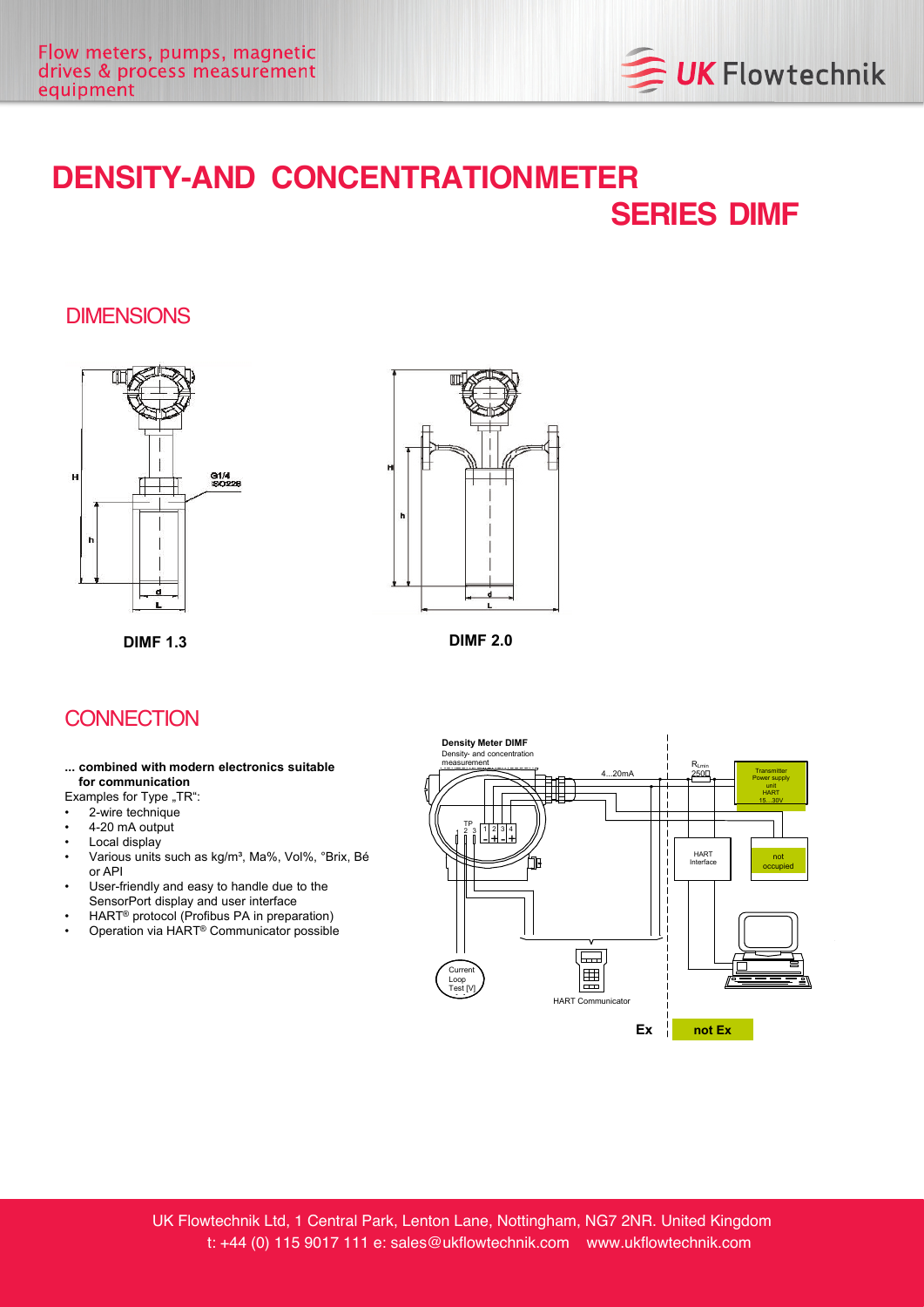# DENSITY-AND CONCENTRATIONMETER

## SERIES DIMF

## DIMENSIONS

H

h

d

L

G1/4 ISO228

DIMF 1.3

H

h

d

L

DIMF 2.0

## CONNECTION

**... combined with modern electronics suitable for communication**

Examples for Type „TR":

- 2-wire technique
- 4-20 mA output
- Local display
- Various units such as kg/m³, Ma%, Vol%, °Brix, Bé or API
- User-friendly and easy to handle due to the SensorPort display and user interface
- HART® protocol (Profibus PA in preparation)
- Operation via HART® Communicator possible

**Density Meter DIMF**

Density- and concentration measurement

TP

1 2 3

1 2 3 4

- + - +

4...20mA

$R_{Lmin}$

250Ω

Transmitter Power supply unit HART 15...30V

HART Interface

not occupied

Current Loop Test [V]

HART Communicator

Ex

not Ex